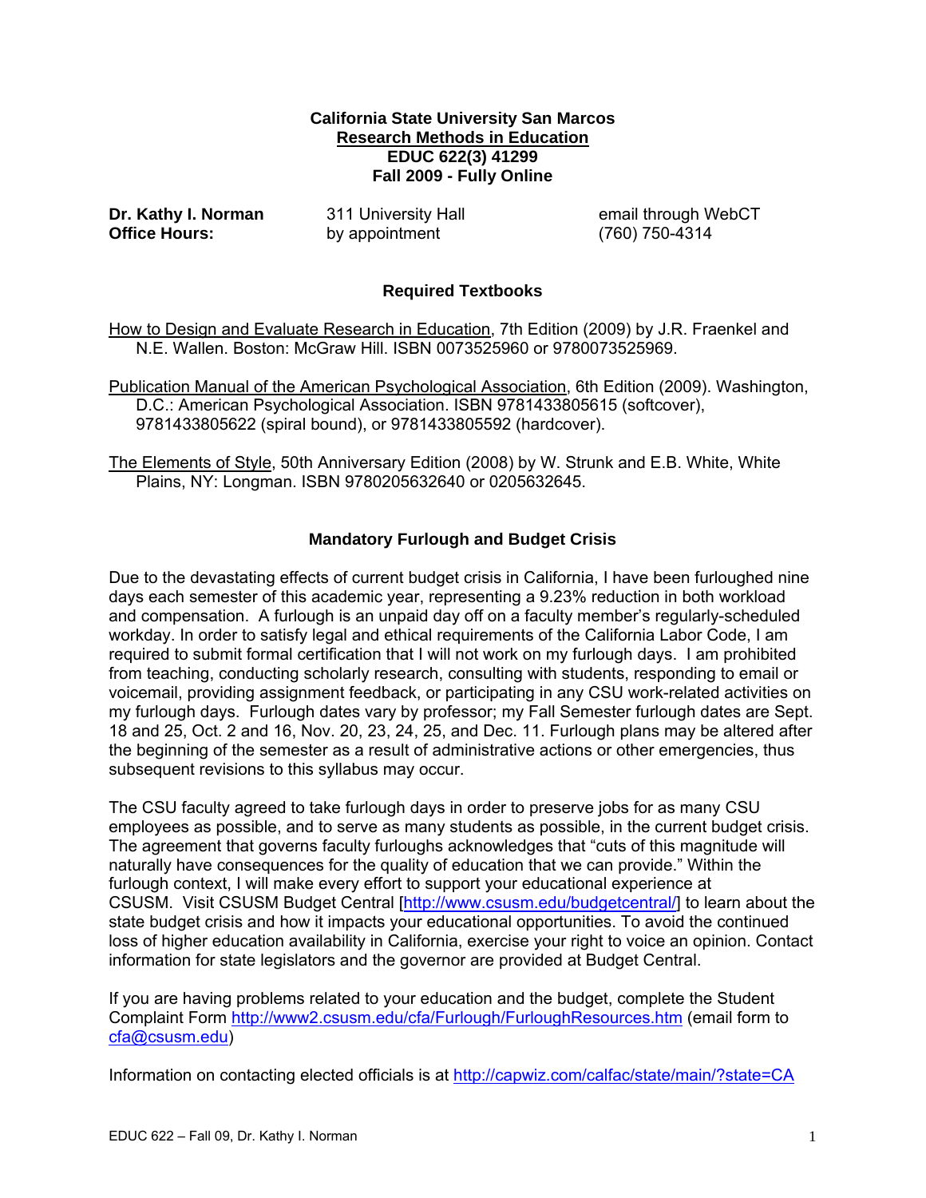**California State University San Marcos**
**Research Methods in Education**
**EDUC 622(3) 41299**
**Fall 2009 - Fully Online**

**Dr. Kathy I. Norman** 311 University Hall email through WebCT
**Office Hours:** by appointment (760) 750-4314

## Required Textbooks

How to Design and Evaluate Research in Education, 7th Edition (2009) by J.R. Fraenkel and N.E. Wallen. Boston: McGraw Hill. ISBN 0073525960 or 9780073525969.

Publication Manual of the American Psychological Association, 6th Edition (2009). Washington, D.C.: American Psychological Association. ISBN 9781433805615 (softcover), 9781433805622 (spiral bound), or 9781433805592 (hardcover).

The Elements of Style, 50th Anniversary Edition (2008) by W. Strunk and E.B. White, White Plains, NY: Longman. ISBN 9780205632640 or 0205632645.

## Mandatory Furlough and Budget Crisis

Due to the devastating effects of current budget crisis in California, I have been furloughed nine days each semester of this academic year, representing a 9.23% reduction in both workload and compensation. A furlough is an unpaid day off on a faculty member's regularly-scheduled workday. In order to satisfy legal and ethical requirements of the California Labor Code, I am required to submit formal certification that I will not work on my furlough days. I am prohibited from teaching, conducting scholarly research, consulting with students, responding to email or voicemail, providing assignment feedback, or participating in any CSU work-related activities on my furlough days. Furlough dates vary by professor; my Fall Semester furlough dates are Sept. 18 and 25, Oct. 2 and 16, Nov. 20, 23, 24, 25, and Dec. 11. Furlough plans may be altered after the beginning of the semester as a result of administrative actions or other emergencies, thus subsequent revisions to this syllabus may occur.

The CSU faculty agreed to take furlough days in order to preserve jobs for as many CSU employees as possible, and to serve as many students as possible, in the current budget crisis. The agreement that governs faculty furloughs acknowledges that "cuts of this magnitude will naturally have consequences for the quality of education that we can provide." Within the furlough context, I will make every effort to support your educational experience at CSUSM. Visit CSUSM Budget Central [http://www.csusm.edu/budgetcentral/] to learn about the state budget crisis and how it impacts your educational opportunities. To avoid the continued loss of higher education availability in California, exercise your right to voice an opinion. Contact information for state legislators and the governor are provided at Budget Central.

If you are having problems related to your education and the budget, complete the Student Complaint Form http://www2.csusm.edu/cfa/Furlough/FurloughResources.htm (email form to cfa@csusm.edu)

Information on contacting elected officials is at http://capwiz.com/calfac/state/main/?state=CA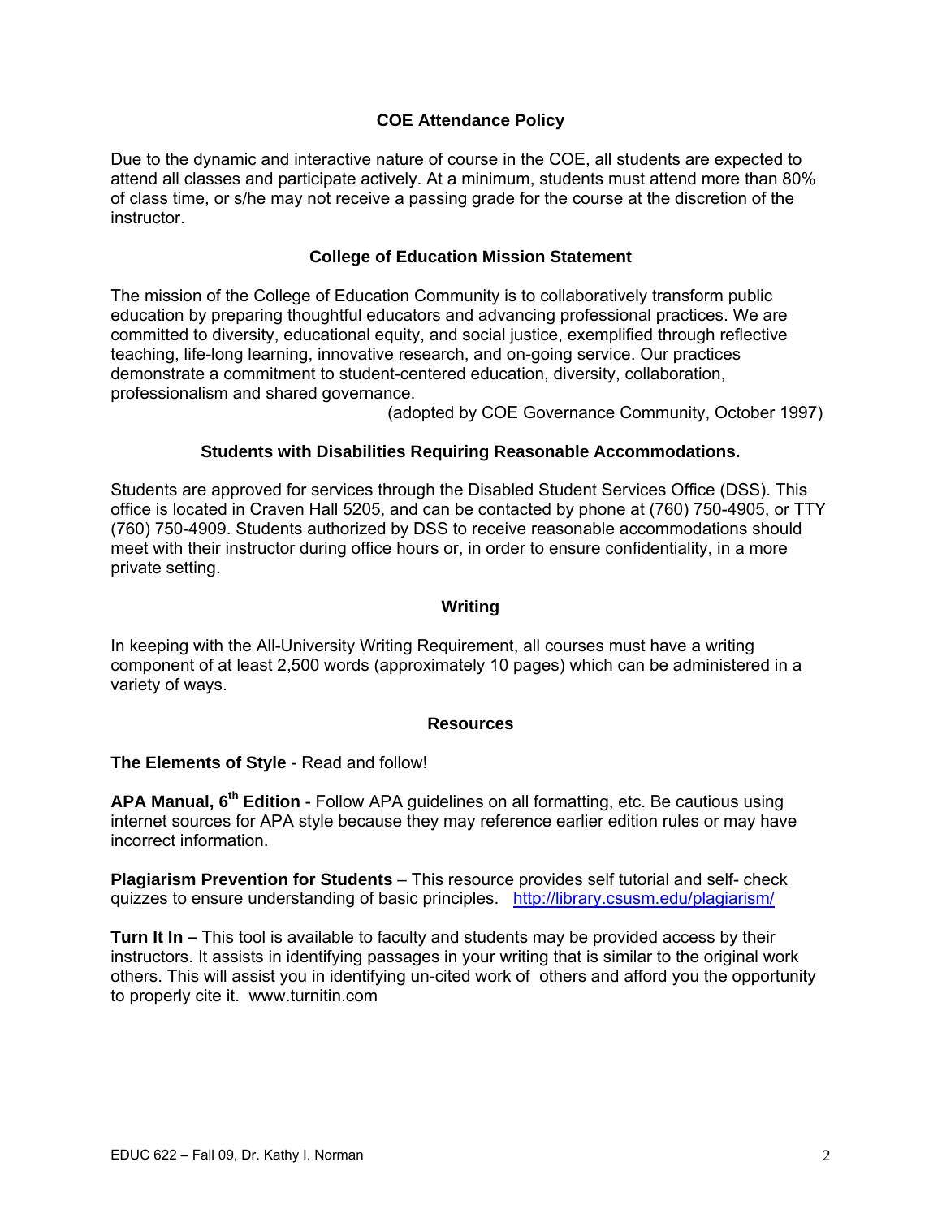## COE Attendance Policy

Due to the dynamic and interactive nature of course in the COE, all students are expected to attend all classes and participate actively. At a minimum, students must attend more than 80% of class time, or s/he may not receive a passing grade for the course at the discretion of the instructor.

## College of Education Mission Statement

The mission of the College of Education Community is to collaboratively transform public education by preparing thoughtful educators and advancing professional practices. We are committed to diversity, educational equity, and social justice, exemplified through reflective teaching, life-long learning, innovative research, and on-going service. Our practices demonstrate a commitment to student-centered education, diversity, collaboration, professionalism and shared governance.

(adopted by COE Governance Community, October 1997)

## Students with Disabilities Requiring Reasonable Accommodations.

Students are approved for services through the Disabled Student Services Office (DSS). This office is located in Craven Hall 5205, and can be contacted by phone at (760) 750-4905, or TTY (760) 750-4909. Students authorized by DSS to receive reasonable accommodations should meet with their instructor during office hours or, in order to ensure confidentiality, in a more private setting.

## Writing

In keeping with the All-University Writing Requirement, all courses must have a writing component of at least 2,500 words (approximately 10 pages) which can be administered in a variety of ways.

## Resources

**The Elements of Style** - Read and follow!

**APA Manual, 6th Edition** - Follow APA guidelines on all formatting, etc. Be cautious using internet sources for APA style because they may reference earlier edition rules or may have incorrect information.

**Plagiarism Prevention for Students** – This resource provides self tutorial and self- check quizzes to ensure understanding of basic principles. http://library.csusm.edu/plagiarism/

**Turn It In –** This tool is available to faculty and students may be provided access by their instructors. It assists in identifying passages in your writing that is similar to the original work others. This will assist you in identifying un-cited work of others and afford you the opportunity to properly cite it. www.turnitin.com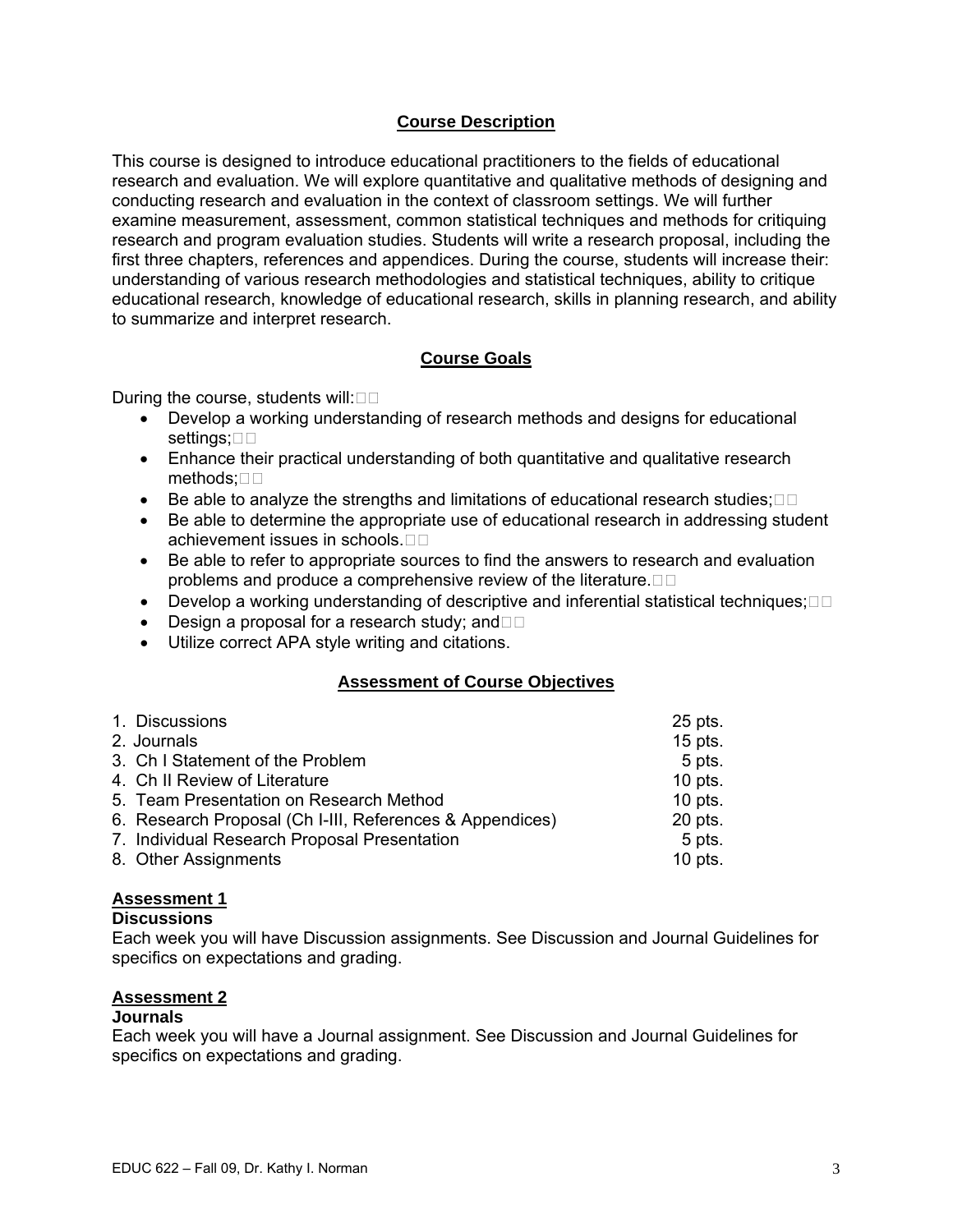## Course Description

This course is designed to introduce educational practitioners to the fields of educational research and evaluation. We will explore quantitative and qualitative methods of designing and conducting research and evaluation in the context of classroom settings. We will further examine measurement, assessment, common statistical techniques and methods for critiquing research and program evaluation studies. Students will write a research proposal, including the first three chapters, references and appendices. During the course, students will increase their: understanding of various research methodologies and statistical techniques, ability to critique educational research, knowledge of educational research, skills in planning research, and ability to summarize and interpret research.

## Course Goals

During the course, students will:

- Develop a working understanding of research methods and designs for educational settings;
- Enhance their practical understanding of both quantitative and qualitative research methods;
- Be able to analyze the strengths and limitations of educational research studies;
- Be able to determine the appropriate use of educational research in addressing student achievement issues in schools.
- Be able to refer to appropriate sources to find the answers to research and evaluation problems and produce a comprehensive review of the literature.
- Develop a working understanding of descriptive and inferential statistical techniques;
- Design a proposal for a research study; and
- Utilize correct APA style writing and citations.

## Assessment of Course Objectives

| | |
|---|---|
| 1. Discussions | 25 pts. |
| 2. Journals | 15 pts. |
| 3. Ch I Statement of the Problem | 5 pts. |
| 4. Ch II Review of Literature | 10 pts. |
| 5. Team Presentation on Research Method | 10 pts. |
| 6. Research Proposal (Ch I-III, References & Appendices) | 20 pts. |
| 7. Individual Research Proposal Presentation | 5 pts. |
| 8. Other Assignments | 10 pts. |

### Assessment 1
**Discussions**

Each week you will have Discussion assignments. See Discussion and Journal Guidelines for specifics on expectations and grading.

### Assessment 2
**Journals**

Each week you will have a Journal assignment. See Discussion and Journal Guidelines for specifics on expectations and grading.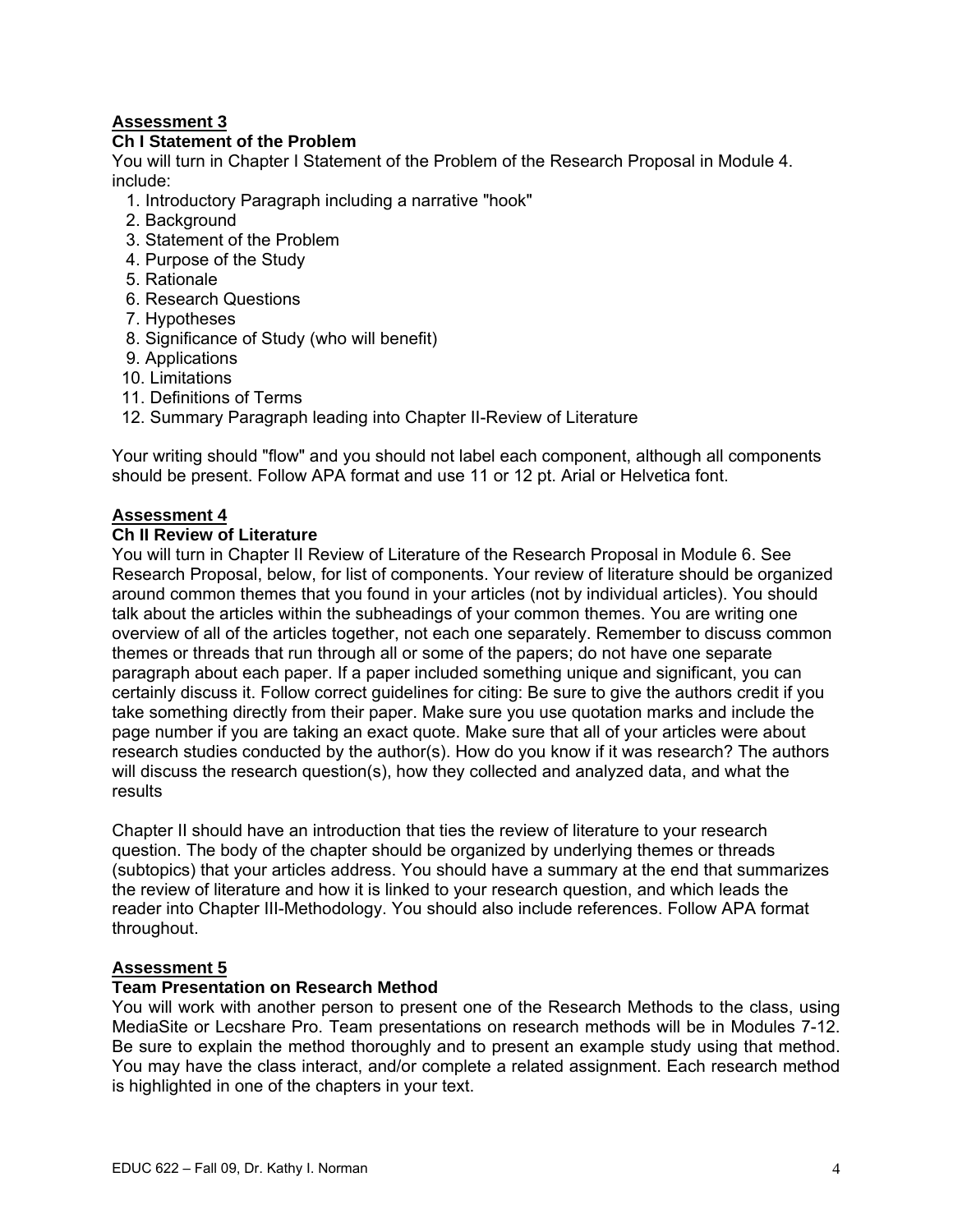## Assessment 3

### Ch I Statement of the Problem

You will turn in Chapter I Statement of the Problem of the Research Proposal in Module 4. include:

1. Introductory Paragraph including a narrative "hook"
2. Background
3. Statement of the Problem
4. Purpose of the Study
5. Rationale
6. Research Questions
7. Hypotheses
8. Significance of Study (who will benefit)
9. Applications
10. Limitations
11. Definitions of Terms
12. Summary Paragraph leading into Chapter II-Review of Literature

Your writing should "flow" and you should not label each component, although all components should be present. Follow APA format and use 11 or 12 pt. Arial or Helvetica font.

## Assessment 4

### Ch II Review of Literature

You will turn in Chapter II Review of Literature of the Research Proposal in Module 6. See Research Proposal, below, for list of components. Your review of literature should be organized around common themes that you found in your articles (not by individual articles). You should talk about the articles within the subheadings of your common themes. You are writing one overview of all of the articles together, not each one separately. Remember to discuss common themes or threads that run through all or some of the papers; do not have one separate paragraph about each paper. If a paper included something unique and significant, you can certainly discuss it. Follow correct guidelines for citing: Be sure to give the authors credit if you take something directly from their paper. Make sure you use quotation marks and include the page number if you are taking an exact quote. Make sure that all of your articles were about research studies conducted by the author(s). How do you know if it was research? The authors will discuss the research question(s), how they collected and analyzed data, and what the results

Chapter II should have an introduction that ties the review of literature to your research question. The body of the chapter should be organized by underlying themes or threads (subtopics) that your articles address. You should have a summary at the end that summarizes the review of literature and how it is linked to your research question, and which leads the reader into Chapter III-Methodology. You should also include references. Follow APA format throughout.

## Assessment 5

### Team Presentation on Research Method

You will work with another person to present one of the Research Methods to the class, using MediaSite or Lecshare Pro. Team presentations on research methods will be in Modules 7-12. Be sure to explain the method thoroughly and to present an example study using that method. You may have the class interact, and/or complete a related assignment. Each research method is highlighted in one of the chapters in your text.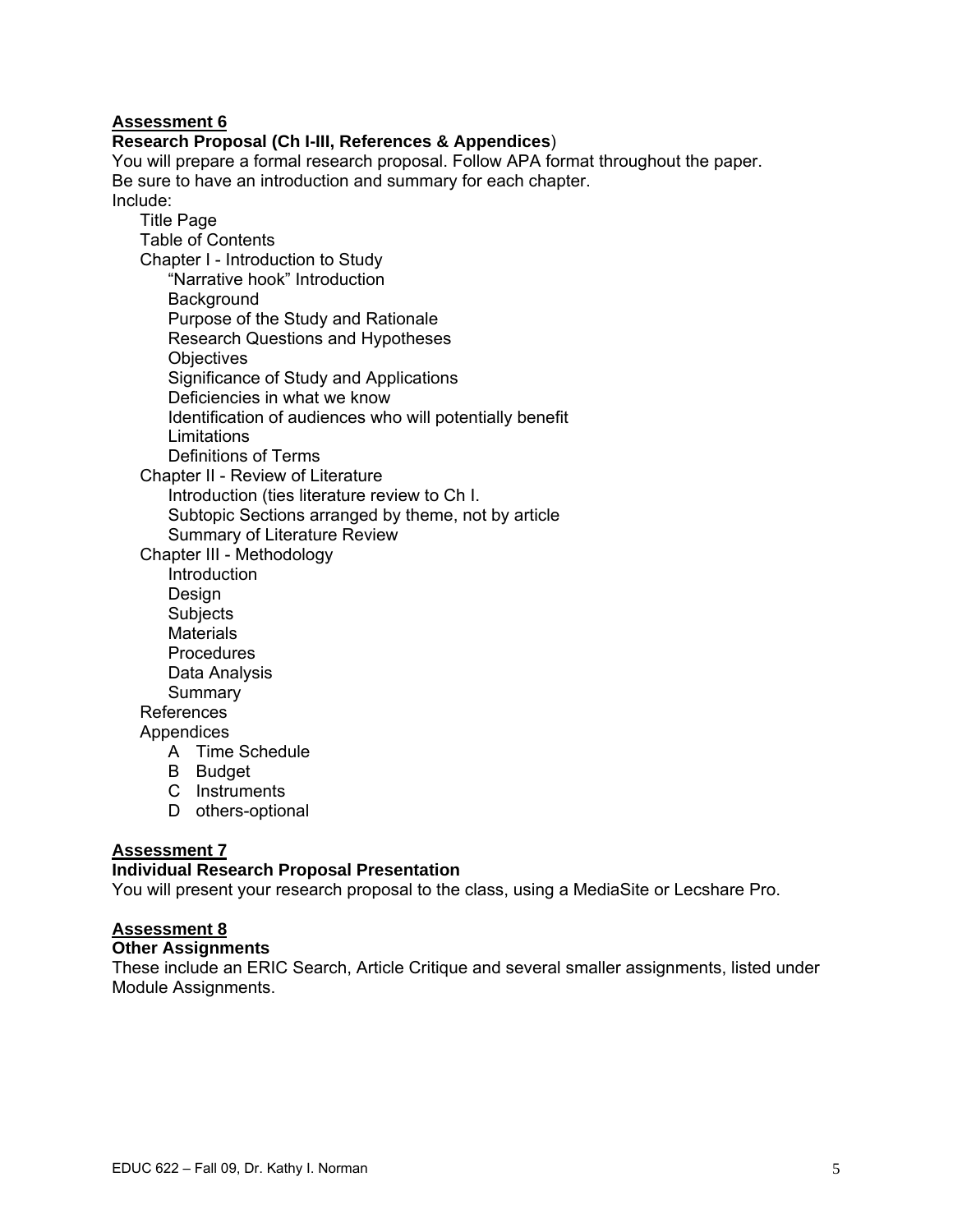**Assessment 6**

**Research Proposal (Ch I-III, References & Appendices**)

You will prepare a formal research proposal. Follow APA format throughout the paper. Be sure to have an introduction and summary for each chapter.

Include:

- Title Page
- Table of Contents
- Chapter I - Introduction to Study
  - “Narrative hook” Introduction
  - Background
  - Purpose of the Study and Rationale
  - Research Questions and Hypotheses
  - Objectives
  - Significance of Study and Applications
  - Deficiencies in what we know
  - Identification of audiences who will potentially benefit
  - Limitations
  - Definitions of Terms
- Chapter II - Review of Literature
  - Introduction (ties literature review to Ch I.
  - Subtopic Sections arranged by theme, not by article
  - Summary of Literature Review
- Chapter III - Methodology
  - Introduction
  - Design
  - Subjects
  - Materials
  - Procedures
  - Data Analysis
  - Summary
- References
- Appendices
  - A Time Schedule
  - B Budget
  - C Instruments
  - D others-optional

**Assessment 7**

**Individual Research Proposal Presentation**

You will present your research proposal to the class, using a MediaSite or Lecshare Pro.

**Assessment 8**

**Other Assignments**

These include an ERIC Search, Article Critique and several smaller assignments, listed under Module Assignments.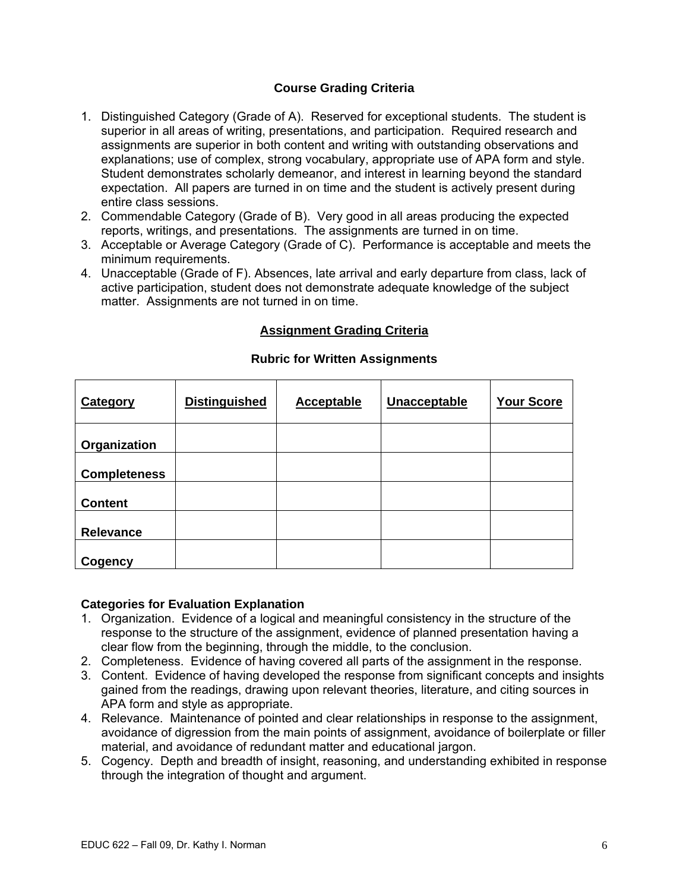### Course Grading Criteria

1. Distinguished Category (Grade of A). Reserved for exceptional students. The student is superior in all areas of writing, presentations, and participation. Required research and assignments are superior in both content and writing with outstanding observations and explanations; use of complex, strong vocabulary, appropriate use of APA form and style. Student demonstrates scholarly demeanor, and interest in learning beyond the standard expectation. All papers are turned in on time and the student is actively present during entire class sessions.
2. Commendable Category (Grade of B). Very good in all areas producing the expected reports, writings, and presentations. The assignments are turned in on time.
3. Acceptable or Average Category (Grade of C). Performance is acceptable and meets the minimum requirements.
4. Unacceptable (Grade of F). Absences, late arrival and early departure from class, lack of active participation, student does not demonstrate adequate knowledge of the subject matter. Assignments are not turned in on time.

### Assignment Grading Criteria

#### Rubric for Written Assignments

| Category | Distinguished | Acceptable | Unacceptable | Your Score |
|---|---|---|---|---|
| **Organization** | | | | |
| **Completeness** | | | | |
| **Content** | | | | |
| **Relevance** | | | | |
| **Cogency** | | | | |

**Categories for Evaluation Explanation**

1. Organization. Evidence of a logical and meaningful consistency in the structure of the response to the structure of the assignment, evidence of planned presentation having a clear flow from the beginning, through the middle, to the conclusion.
2. Completeness. Evidence of having covered all parts of the assignment in the response.
3. Content. Evidence of having developed the response from significant concepts and insights gained from the readings, drawing upon relevant theories, literature, and citing sources in APA form and style as appropriate.
4. Relevance. Maintenance of pointed and clear relationships in response to the assignment, avoidance of digression from the main points of assignment, avoidance of boilerplate or filler material, and avoidance of redundant matter and educational jargon.
5. Cogency. Depth and breadth of insight, reasoning, and understanding exhibited in response through the integration of thought and argument.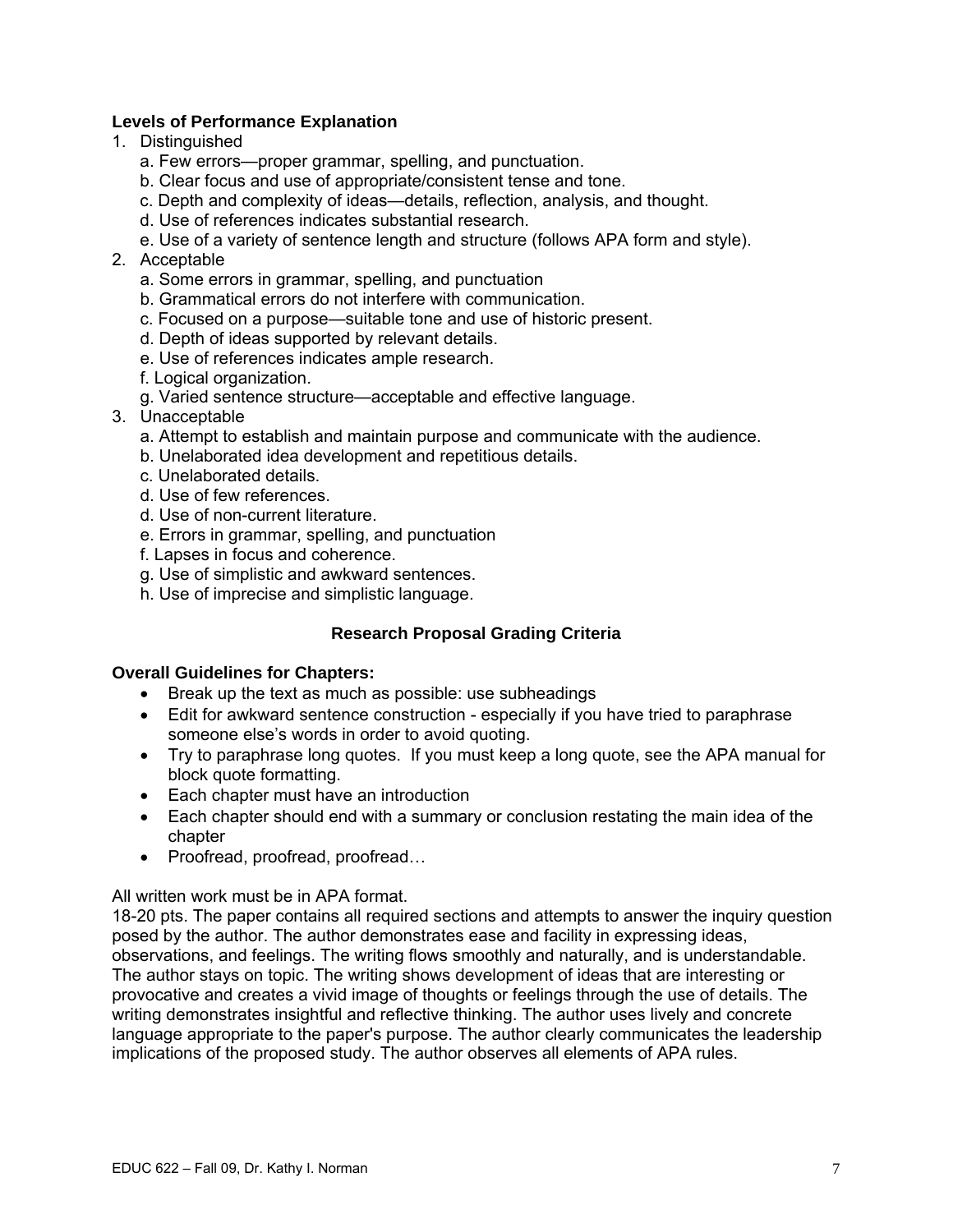**Levels of Performance Explanation**

1. Distinguished
   a. Few errors—proper grammar, spelling, and punctuation.
   b. Clear focus and use of appropriate/consistent tense and tone.
   c. Depth and complexity of ideas—details, reflection, analysis, and thought.
   d. Use of references indicates substantial research.
   e. Use of a variety of sentence length and structure (follows APA form and style).
2. Acceptable
   a. Some errors in grammar, spelling, and punctuation
   b. Grammatical errors do not interfere with communication.
   c. Focused on a purpose—suitable tone and use of historic present.
   d. Depth of ideas supported by relevant details.
   e. Use of references indicates ample research.
   f. Logical organization.
   g. Varied sentence structure—acceptable and effective language.
3. Unacceptable
   a. Attempt to establish and maintain purpose and communicate with the audience.
   b. Unelaborated idea development and repetitious details.
   c. Unelaborated details.
   d. Use of few references.
   d. Use of non-current literature.
   e. Errors in grammar, spelling, and punctuation
   f. Lapses in focus and coherence.
   g. Use of simplistic and awkward sentences.
   h. Use of imprecise and simplistic language.

**Research Proposal Grading Criteria**

**Overall Guidelines for Chapters:**

- Break up the text as much as possible: use subheadings
- Edit for awkward sentence construction - especially if you have tried to paraphrase someone else's words in order to avoid quoting.
- Try to paraphrase long quotes. If you must keep a long quote, see the APA manual for block quote formatting.
- Each chapter must have an introduction
- Each chapter should end with a summary or conclusion restating the main idea of the chapter
- Proofread, proofread, proofread…

All written work must be in APA format.
18-20 pts. The paper contains all required sections and attempts to answer the inquiry question posed by the author. The author demonstrates ease and facility in expressing ideas, observations, and feelings. The writing flows smoothly and naturally, and is understandable. The author stays on topic. The writing shows development of ideas that are interesting or provocative and creates a vivid image of thoughts or feelings through the use of details. The writing demonstrates insightful and reflective thinking. The author uses lively and concrete language appropriate to the paper's purpose. The author clearly communicates the leadership implications of the proposed study. The author observes all elements of APA rules.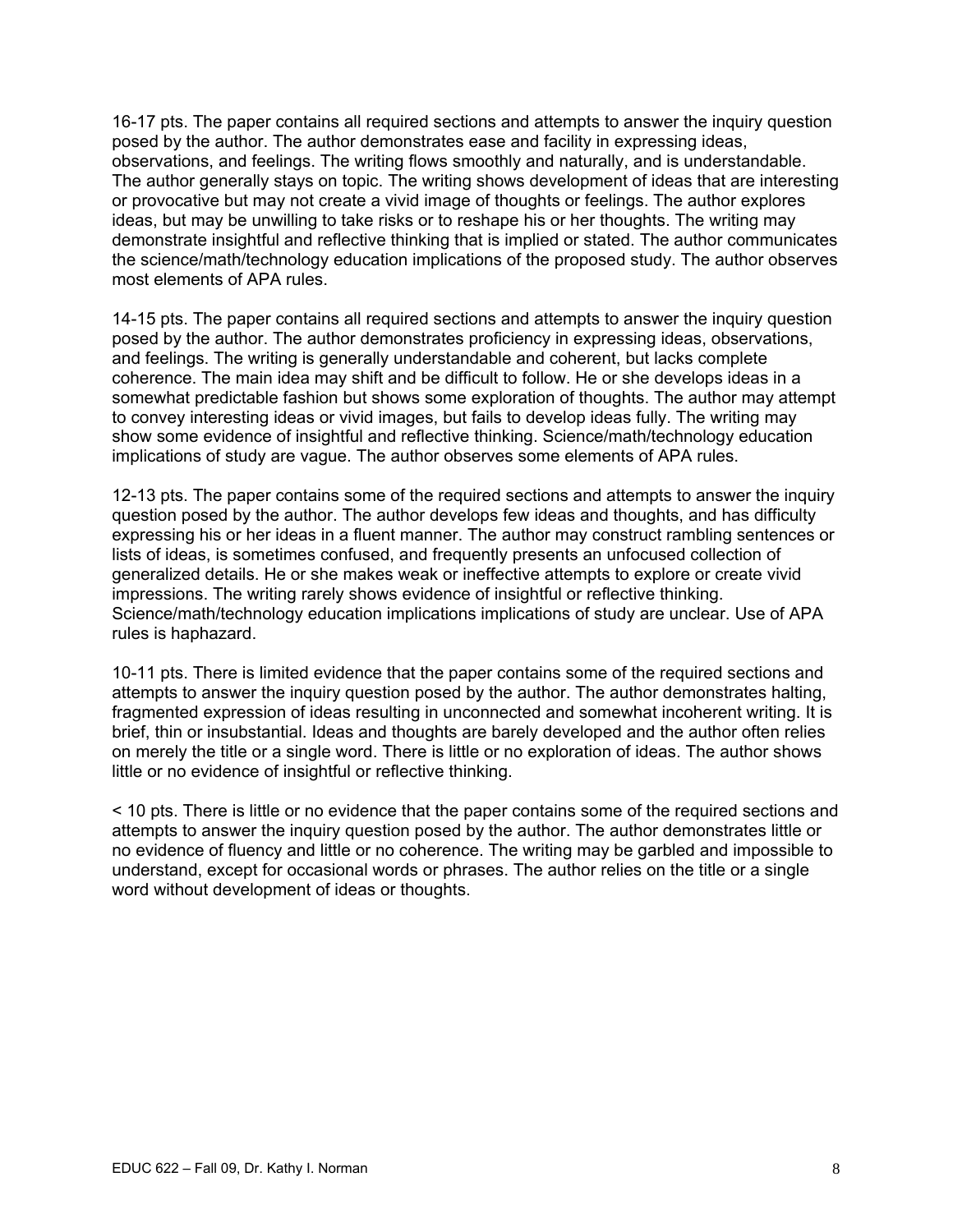16-17 pts. The paper contains all required sections and attempts to answer the inquiry question posed by the author. The author demonstrates ease and facility in expressing ideas, observations, and feelings. The writing flows smoothly and naturally, and is understandable. The author generally stays on topic. The writing shows development of ideas that are interesting or provocative but may not create a vivid image of thoughts or feelings. The author explores ideas, but may be unwilling to take risks or to reshape his or her thoughts. The writing may demonstrate insightful and reflective thinking that is implied or stated. The author communicates the science/math/technology education implications of the proposed study. The author observes most elements of APA rules.

14-15 pts. The paper contains all required sections and attempts to answer the inquiry question posed by the author. The author demonstrates proficiency in expressing ideas, observations, and feelings. The writing is generally understandable and coherent, but lacks complete coherence. The main idea may shift and be difficult to follow. He or she develops ideas in a somewhat predictable fashion but shows some exploration of thoughts. The author may attempt to convey interesting ideas or vivid images, but fails to develop ideas fully. The writing may show some evidence of insightful and reflective thinking. Science/math/technology education implications of study are vague. The author observes some elements of APA rules.

12-13 pts. The paper contains some of the required sections and attempts to answer the inquiry question posed by the author. The author develops few ideas and thoughts, and has difficulty expressing his or her ideas in a fluent manner. The author may construct rambling sentences or lists of ideas, is sometimes confused, and frequently presents an unfocused collection of generalized details. He or she makes weak or ineffective attempts to explore or create vivid impressions. The writing rarely shows evidence of insightful or reflective thinking. Science/math/technology education implications implications of study are unclear. Use of APA rules is haphazard.

10-11 pts. There is limited evidence that the paper contains some of the required sections and attempts to answer the inquiry question posed by the author. The author demonstrates halting, fragmented expression of ideas resulting in unconnected and somewhat incoherent writing. It is brief, thin or insubstantial. Ideas and thoughts are barely developed and the author often relies on merely the title or a single word. There is little or no exploration of ideas. The author shows little or no evidence of insightful or reflective thinking.

< 10 pts. There is little or no evidence that the paper contains some of the required sections and attempts to answer the inquiry question posed by the author. The author demonstrates little or no evidence of fluency and little or no coherence. The writing may be garbled and impossible to understand, except for occasional words or phrases. The author relies on the title or a single word without development of ideas or thoughts.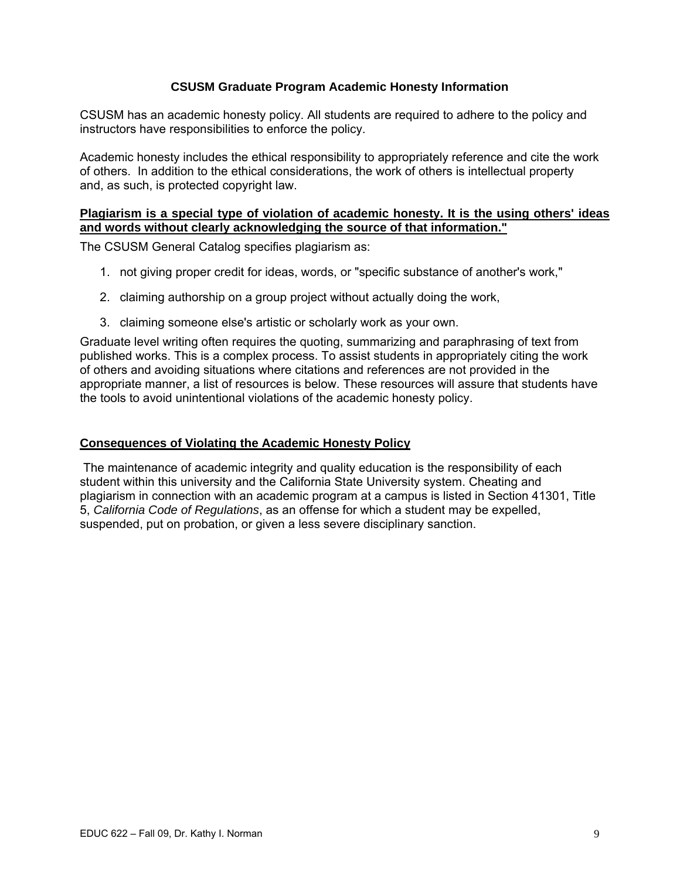## CSUSM Graduate Program Academic Honesty Information

CSUSM has an academic honesty policy. All students are required to adhere to the policy and instructors have responsibilities to enforce the policy.

Academic honesty includes the ethical responsibility to appropriately reference and cite the work of others. In addition to the ethical considerations, the work of others is intellectual property and, as such, is protected copyright law.

**Plagiarism is a special type of violation of academic honesty. It is the using others' ideas and words without clearly acknowledging the source of that information."**

The CSUSM General Catalog specifies plagiarism as:

1. not giving proper credit for ideas, words, or "specific substance of another's work,"
2. claiming authorship on a group project without actually doing the work,
3. claiming someone else's artistic or scholarly work as your own.

Graduate level writing often requires the quoting, summarizing and paraphrasing of text from published works. This is a complex process. To assist students in appropriately citing the work of others and avoiding situations where citations and references are not provided in the appropriate manner, a list of resources is below. These resources will assure that students have the tools to avoid unintentional violations of the academic honesty policy.

### Consequences of Violating the Academic Honesty Policy

The maintenance of academic integrity and quality education is the responsibility of each student within this university and the California State University system. Cheating and plagiarism in connection with an academic program at a campus is listed in Section 41301, Title 5, *California Code of Regulations*, as an offense for which a student may be expelled, suspended, put on probation, or given a less severe disciplinary sanction.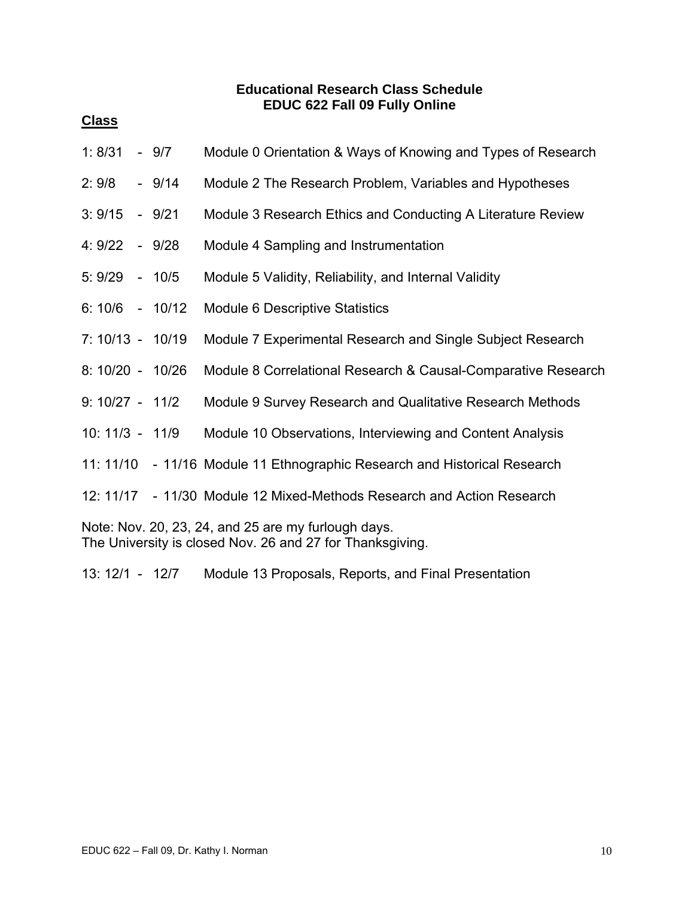**Educational Research Class Schedule**
**EDUC 622 Fall 09 Fully Online**

**Class**

1: 8/31 - 9/7 Module 0 Orientation & Ways of Knowing and Types of Research

2: 9/8 - 9/14 Module 2 The Research Problem, Variables and Hypotheses

3: 9/15 - 9/21 Module 3 Research Ethics and Conducting A Literature Review

4: 9/22 - 9/28 Module 4 Sampling and Instrumentation

5: 9/29 - 10/5 Module 5 Validity, Reliability, and Internal Validity

6: 10/6 - 10/12 Module 6 Descriptive Statistics

7: 10/13 - 10/19 Module 7 Experimental Research and Single Subject Research

8: 10/20 - 10/26 Module 8 Correlational Research & Causal-Comparative Research

9: 10/27 - 11/2 Module 9 Survey Research and Qualitative Research Methods

10: 11/3 - 11/9 Module 10 Observations, Interviewing and Content Analysis

11: 11/10 - 11/16 Module 11 Ethnographic Research and Historical Research

12: 11/17 - 11/30 Module 12 Mixed-Methods Research and Action Research

Note: Nov. 20, 23, 24, and 25 are my furlough days.
The University is closed Nov. 26 and 27 for Thanksgiving.

13: 12/1 - 12/7 Module 13 Proposals, Reports, and Final Presentation